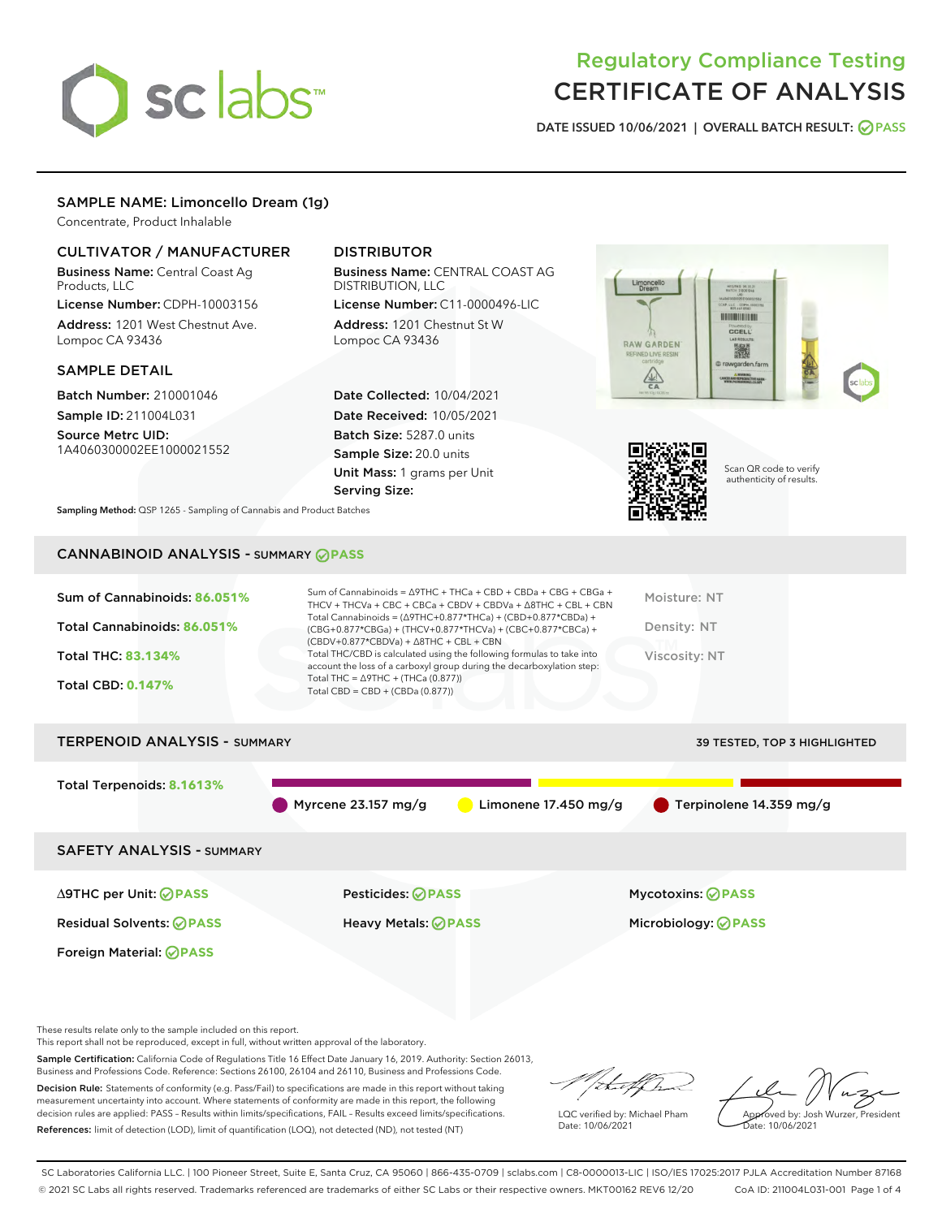# Regulatory Compliance Testing
# CERTIFICATE OF ANALYSIS

**DATE ISSUED 10/06/2021 | OVERALL BATCH RESULT: PASS**

## SAMPLE NAME: Limoncello Dream (1g)

Concentrate, Product Inhalable

### CULTIVATOR / MANUFACTURER

**Business Name:** Central Coast Ag Products, LLC
**License Number:** CDPH-10003156
**Address:** 1201 West Chestnut Ave. Lompoc CA 93436

### DISTRIBUTOR

**Business Name:** CENTRAL COAST AG DISTRIBUTION, LLC
**License Number:** C11-0000496-LIC
**Address:** 1201 Chestnut St W Lompoc CA 93436

### SAMPLE DETAIL

**Batch Number:** 210001046
**Sample ID:** 211004L031
**Source Metrc UID:** 1A4060300002EE1000021552

**Date Collected:** 10/04/2021
**Date Received:** 10/05/2021
**Batch Size:** 5287.0 units
**Sample Size:** 20.0 units
**Unit Mass:** 1 grams per Unit
**Serving Size:**

**Sampling Method:** QSP 1265 - Sampling of Cannabis and Product Batches

Scan QR code to verify authenticity of results.

## CANNABINOID ANALYSIS - SUMMARY PASS

**Sum of Cannabinoids:** 86.051%
**Total Cannabinoids:** 86.051%
**Total THC:** 83.134%
**Total CBD:** 0.147%

Sum of Cannabinoids = Δ9THC + THCa + CBD + CBDa + CBG + CBGa + THCV + THCVa + CBC + CBCa + CBDV + CBDVa + Δ8THC + CBL + CBN
Total Cannabinoids = (Δ9THC+0.877*THCa) + (CBD+0.877*CBDa) + (CBG+0.877*CBGa) + (THCV+0.877*THCVa) + (CBC+0.877*CBCa) + (CBDV+0.877*CBDVa) + Δ8THC + CBL + CBN
Total THC/CBD is calculated using the following formulas to take into account the loss of a carboxyl group during the decarboxylation step:
Total THC = Δ9THC + (THCa (0.877))
Total CBD = CBD + (CBDa (0.877))

Moisture: NT
Density: NT
Viscosity: NT

## TERPENOID ANALYSIS - SUMMARY

39 TESTED, TOP 3 HIGHLIGHTED

**Total Terpenoids:** 8.1613%

Myrcene 23.157 mg/g | Limonene 17.450 mg/g | Terpinolene 14.359 mg/g

## SAFETY ANALYSIS - SUMMARY

| | | |
|---|---|---|
| Δ9THC per Unit: PASS | Pesticides: PASS | Mycotoxins: PASS |
| Residual Solvents: PASS | Heavy Metals: PASS | Microbiology: PASS |
| Foreign Material: PASS | | |

These results relate only to the sample included on this report.
This report shall not be reproduced, except in full, without written approval of the laboratory.

**Sample Certification:** California Code of Regulations Title 16 Effect Date January 16, 2019. Authority: Section 26013, Business and Professions Code. Reference: Sections 26100, 26104 and 26110, Business and Professions Code.

**Decision Rule:** Statements of conformity (e.g. Pass/Fail) to specifications are made in this report without taking measurement uncertainty into account. Where statements of conformity are made in this report, the following decision rules are applied: PASS – Results within limits/specifications, FAIL – Results exceed limits/specifications.

**References:** limit of detection (LOD), limit of quantification (LOQ), not detected (ND), not tested (NT)

LQC verified by: Michael Pham
Date: 10/06/2021

Approved by: Josh Wurzer, President
Date: 10/06/2021

SC Laboratories California LLC. | 100 Pioneer Street, Suite E, Santa Cruz, CA 95060 | 866-435-0709 | sclabs.com | C8-0000013-LIC | ISO/IES 17025:2017 PJLA Accreditation Number 87168
© 2021 SC Labs all rights reserved. Trademarks referenced are trademarks of either SC Labs or their respective owners. MKT00162 REV6 12/20 CoA ID: 211004L031-001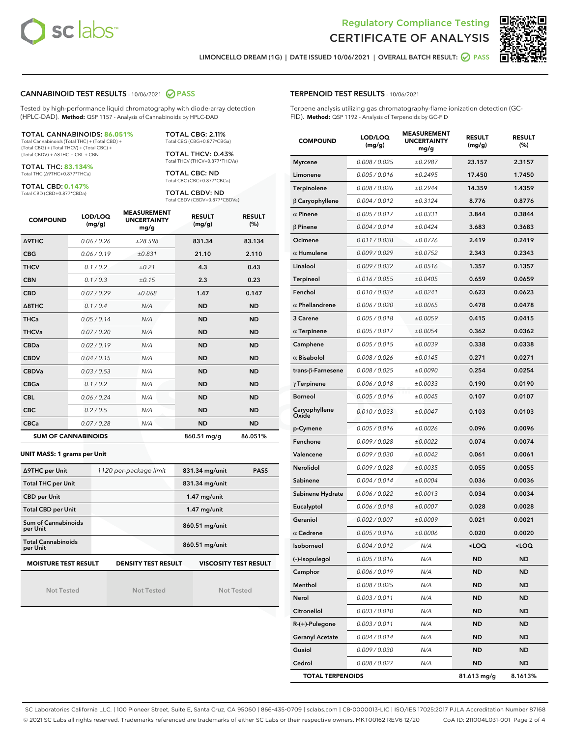Regulatory Compliance Testing
# CERTIFICATE OF ANALYSIS

LIMONCELLO DREAM (1G) | DATE ISSUED 10/06/2021 | OVERALL BATCH RESULT: PASS

## CANNABINOID TEST RESULTS - 10/06/2021 PASS

Tested by high-performance liquid chromatography with diode-array detection (HPLC-DAD). **Method:** QSP 1157 - Analysis of Cannabinoids by HPLC-DAD

**TOTAL CANNABINOIDS: 86.051%**
Total Cannabinoids (Total THC) + (Total CBD) + (Total CBG) + (Total THCV) + (Total CBC) + (Total CBDV) + Δ8THC + CBL + CBN

**TOTAL THC: 83.134%**
Total THC (Δ9THC+0.877*THCa)

**TOTAL CBD: 0.147%**
Total CBD (CBD+0.877*CBDa)

**TOTAL CBG: 2.11%**
Total CBG (CBG+0.877*CBGa)

**TOTAL THCV: 0.43%**
Total THCV (THCV+0.877*THCVa)

**TOTAL CBC: ND**
Total CBC (CBC+0.877*CBCa)

**TOTAL CBDV: ND**
Total CBDV (CBDV+0.877*CBDVa)

| COMPOUND | LOD/LOQ (mg/g) | MEASUREMENT UNCERTAINTY mg/g | RESULT (mg/g) | RESULT (%) |
|---|---|---|---|---|
| Δ9THC | 0.06 / 0.26 | ±28.598 | 831.34 | 83.134 |
| CBG | 0.06 / 0.19 | ±0.831 | 21.10 | 2.110 |
| THCV | 0.1 / 0.2 | ±0.21 | 4.3 | 0.43 |
| CBN | 0.1 / 0.3 | ±0.15 | 2.3 | 0.23 |
| CBD | 0.07 / 0.29 | ±0.068 | 1.47 | 0.147 |
| Δ8THC | 0.1 / 0.4 | N/A | ND | ND |
| THCa | 0.05 / 0.14 | N/A | ND | ND |
| THCVa | 0.07 / 0.20 | N/A | ND | ND |
| CBDa | 0.02 / 0.19 | N/A | ND | ND |
| CBDV | 0.04 / 0.15 | N/A | ND | ND |
| CBDVa | 0.03 / 0.53 | N/A | ND | ND |
| CBGa | 0.1 / 0.2 | N/A | ND | ND |
| CBL | 0.06 / 0.24 | N/A | ND | ND |
| CBC | 0.2 / 0.5 | N/A | ND | ND |
| CBCa | 0.07 / 0.28 | N/A | ND | ND |
| **SUM OF CANNABINOIDS** | | | 860.51 mg/g | 86.051% |

**UNIT MASS: 1 grams per Unit**

| | | | |
|---|---|---|---|
| Δ9THC per Unit | 1120 per-package limit | 831.34 mg/unit | PASS |
| Total THC per Unit | | 831.34 mg/unit | |
| CBD per Unit | | 1.47 mg/unit | |
| Total CBD per Unit | | 1.47 mg/unit | |
| Sum of Cannabinoids per Unit | | 860.51 mg/unit | |
| Total Cannabinoids per Unit | | 860.51 mg/unit | |

| MOISTURE TEST RESULT | DENSITY TEST RESULT | VISCOSITY TEST RESULT |
|---|---|---|
| Not Tested | Not Tested | Not Tested |

## TERPENOID TEST RESULTS - 10/06/2021

Terpene analysis utilizing gas chromatography-flame ionization detection (GC-FID). **Method:** QSP 1192 - Analysis of Terpenoids by GC-FID

| COMPOUND | LOD/LOQ (mg/g) | MEASUREMENT UNCERTAINTY mg/g | RESULT (mg/g) | RESULT (%) |
|---|---|---|---|---|
| Myrcene | 0.008 / 0.025 | ±0.2987 | 23.157 | 2.3157 |
| Limonene | 0.005 / 0.016 | ±0.2495 | 17.450 | 1.7450 |
| Terpinolene | 0.008 / 0.026 | ±0.2944 | 14.359 | 1.4359 |
| β Caryophyllene | 0.004 / 0.012 | ±0.3124 | 8.776 | 0.8776 |
| α Pinene | 0.005 / 0.017 | ±0.0331 | 3.844 | 0.3844 |
| β Pinene | 0.004 / 0.014 | ±0.0424 | 3.683 | 0.3683 |
| Ocimene | 0.011 / 0.038 | ±0.0776 | 2.419 | 0.2419 |
| α Humulene | 0.009 / 0.029 | ±0.0752 | 2.343 | 0.2343 |
| Linalool | 0.009 / 0.032 | ±0.0516 | 1.357 | 0.1357 |
| Terpineol | 0.016 / 0.055 | ±0.0405 | 0.659 | 0.0659 |
| Fenchol | 0.010 / 0.034 | ±0.0241 | 0.623 | 0.0623 |
| α Phellandrene | 0.006 / 0.020 | ±0.0065 | 0.478 | 0.0478 |
| 3 Carene | 0.005 / 0.018 | ±0.0059 | 0.415 | 0.0415 |
| α Terpinene | 0.005 / 0.017 | ±0.0054 | 0.362 | 0.0362 |
| Camphene | 0.005 / 0.015 | ±0.0039 | 0.338 | 0.0338 |
| α Bisabolol | 0.008 / 0.026 | ±0.0145 | 0.271 | 0.0271 |
| trans-β-Farnesene | 0.008 / 0.025 | ±0.0090 | 0.254 | 0.0254 |
| γ Terpinene | 0.006 / 0.018 | ±0.0033 | 0.190 | 0.0190 |
| Borneol | 0.005 / 0.016 | ±0.0045 | 0.107 | 0.0107 |
| Caryophyllene Oxide | 0.010 / 0.033 | ±0.0047 | 0.103 | 0.0103 |
| p-Cymene | 0.005 / 0.016 | ±0.0026 | 0.096 | 0.0096 |
| Fenchone | 0.009 / 0.028 | ±0.0022 | 0.074 | 0.0074 |
| Valencene | 0.009 / 0.030 | ±0.0042 | 0.061 | 0.0061 |
| Nerolidol | 0.009 / 0.028 | ±0.0035 | 0.055 | 0.0055 |
| Sabinene | 0.004 / 0.014 | ±0.0004 | 0.036 | 0.0036 |
| Sabinene Hydrate | 0.006 / 0.022 | ±0.0013 | 0.034 | 0.0034 |
| Eucalyptol | 0.006 / 0.018 | ±0.0007 | 0.028 | 0.0028 |
| Geraniol | 0.002 / 0.007 | ±0.0009 | 0.021 | 0.0021 |
| α Cedrene | 0.005 / 0.016 | ±0.0006 | 0.020 | 0.0020 |
| Isoborneol | 0.004 / 0.012 | N/A | <LOQ | <LOQ |
| (-)-Isopulegol | 0.005 / 0.016 | N/A | ND | ND |
| Camphor | 0.006 / 0.019 | N/A | ND | ND |
| Menthol | 0.008 / 0.025 | N/A | ND | ND |
| Nerol | 0.003 / 0.011 | N/A | ND | ND |
| Citronellol | 0.003 / 0.010 | N/A | ND | ND |
| R-(+)-Pulegone | 0.003 / 0.011 | N/A | ND | ND |
| Geranyl Acetate | 0.004 / 0.014 | N/A | ND | ND |
| Guaiol | 0.009 / 0.030 | N/A | ND | ND |
| Cedrol | 0.008 / 0.027 | N/A | ND | ND |
| **TOTAL TERPENOIDS** | | | 81.613 mg/g | 8.1613% |

SC Laboratories California LLC. | 100 Pioneer Street, Suite E, Santa Cruz, CA 95060 | 866-435-0709 | sclabs.com | C8-0000013-LIC | ISO/IES 17025:2017 PJLA Accreditation Number 87168
© 2021 SC Labs all rights reserved. Trademarks referenced are trademarks of either SC Labs or their respective owners. MKT00162 REV6 12/20 CoA ID: 211004L031-001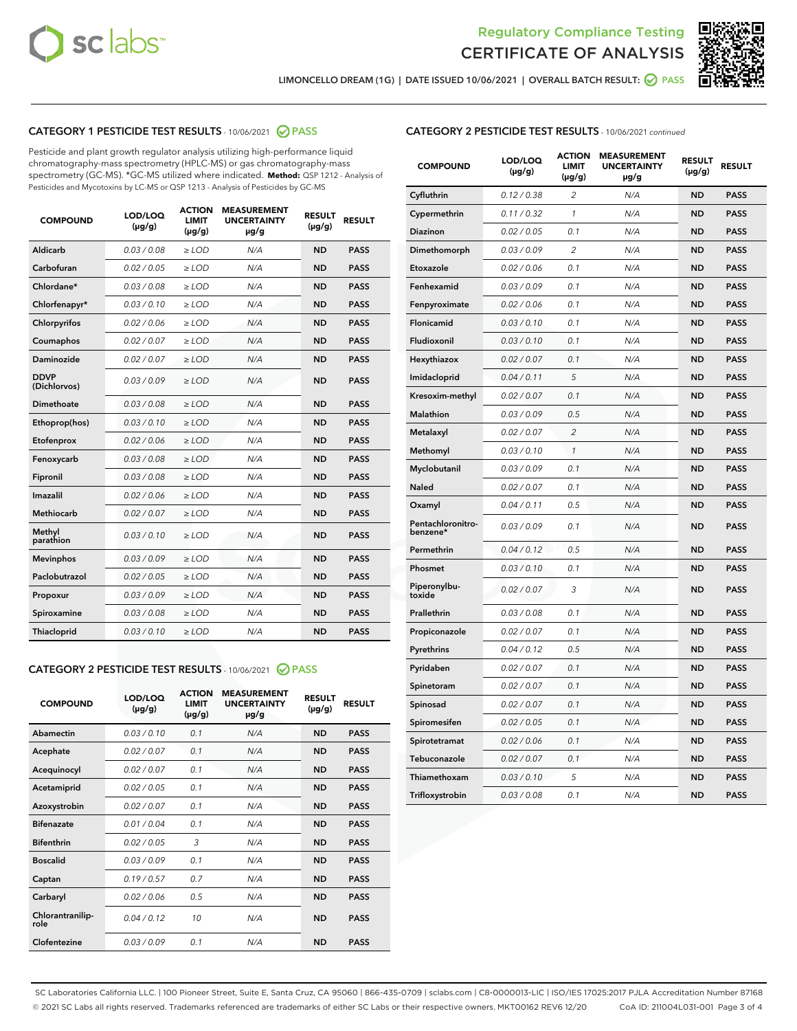Regulatory Compliance Testing

# CERTIFICATE OF ANALYSIS

LIMONCELLO DREAM (1G) | DATE ISSUED 10/06/2021 | OVERALL BATCH RESULT: PASS

## CATEGORY 1 PESTICIDE TEST RESULTS - 10/06/2021 PASS

Pesticide and plant growth regulator analysis utilizing high-performance liquid chromatography-mass spectrometry (HPLC-MS) or gas chromatography-mass spectrometry (GC-MS). *GC-MS utilized where indicated. **Method:** QSP 1212 - Analysis of Pesticides and Mycotoxins by LC-MS or QSP 1213 - Analysis of Pesticides by GC-MS

| COMPOUND | LOD/LOQ (µg/g) | ACTION LIMIT (µg/g) | MEASUREMENT UNCERTAINTY µg/g | RESULT (µg/g) | RESULT |
|---|---|---|---|---|---|
| Aldicarb | 0.03 / 0.08 | ≥ LOD | N/A | ND | PASS |
| Carbofuran | 0.02 / 0.05 | ≥ LOD | N/A | ND | PASS |
| Chlordane* | 0.03 / 0.08 | ≥ LOD | N/A | ND | PASS |
| Chlorfenapyr* | 0.03 / 0.10 | ≥ LOD | N/A | ND | PASS |
| Chlorpyrifos | 0.02 / 0.06 | ≥ LOD | N/A | ND | PASS |
| Coumaphos | 0.02 / 0.07 | ≥ LOD | N/A | ND | PASS |
| Daminozide | 0.02 / 0.07 | ≥ LOD | N/A | ND | PASS |
| DDVP (Dichlorvos) | 0.03 / 0.09 | ≥ LOD | N/A | ND | PASS |
| Dimethoate | 0.03 / 0.08 | ≥ LOD | N/A | ND | PASS |
| Ethoprop(hos) | 0.03 / 0.10 | ≥ LOD | N/A | ND | PASS |
| Etofenprox | 0.02 / 0.06 | ≥ LOD | N/A | ND | PASS |
| Fenoxycarb | 0.03 / 0.08 | ≥ LOD | N/A | ND | PASS |
| Fipronil | 0.03 / 0.08 | ≥ LOD | N/A | ND | PASS |
| Imazalil | 0.02 / 0.06 | ≥ LOD | N/A | ND | PASS |
| Methiocarb | 0.02 / 0.07 | ≥ LOD | N/A | ND | PASS |
| Methyl parathion | 0.03 / 0.10 | ≥ LOD | N/A | ND | PASS |
| Mevinphos | 0.03 / 0.09 | ≥ LOD | N/A | ND | PASS |
| Paclobutrazol | 0.02 / 0.05 | ≥ LOD | N/A | ND | PASS |
| Propoxur | 0.03 / 0.09 | ≥ LOD | N/A | ND | PASS |
| Spiroxamine | 0.03 / 0.08 | ≥ LOD | N/A | ND | PASS |
| Thiacloprid | 0.03 / 0.10 | ≥ LOD | N/A | ND | PASS |

## CATEGORY 2 PESTICIDE TEST RESULTS - 10/06/2021 PASS

| COMPOUND | LOD/LOQ (µg/g) | ACTION LIMIT (µg/g) | MEASUREMENT UNCERTAINTY µg/g | RESULT (µg/g) | RESULT |
|---|---|---|---|---|---|
| Abamectin | 0.03 / 0.10 | 0.1 | N/A | ND | PASS |
| Acephate | 0.02 / 0.07 | 0.1 | N/A | ND | PASS |
| Acequinocyl | 0.02 / 0.07 | 0.1 | N/A | ND | PASS |
| Acetamiprid | 0.02 / 0.05 | 0.1 | N/A | ND | PASS |
| Azoxystrobin | 0.02 / 0.07 | 0.1 | N/A | ND | PASS |
| Bifenazate | 0.01 / 0.04 | 0.1 | N/A | ND | PASS |
| Bifenthrin | 0.02 / 0.05 | 3 | N/A | ND | PASS |
| Boscalid | 0.03 / 0.09 | 0.1 | N/A | ND | PASS |
| Captan | 0.19 / 0.57 | 0.7 | N/A | ND | PASS |
| Carbaryl | 0.02 / 0.06 | 0.5 | N/A | ND | PASS |
| Chlorantraniliprole | 0.04 / 0.12 | 10 | N/A | ND | PASS |
| Clofentezine | 0.03 / 0.09 | 0.1 | N/A | ND | PASS |
| Cyfluthrin | 0.12 / 0.38 | 2 | N/A | ND | PASS |
| Cypermethrin | 0.11 / 0.32 | 1 | N/A | ND | PASS |
| Diazinon | 0.02 / 0.05 | 0.1 | N/A | ND | PASS |
| Dimethomorph | 0.03 / 0.09 | 2 | N/A | ND | PASS |
| Etoxazole | 0.02 / 0.06 | 0.1 | N/A | ND | PASS |
| Fenhexamid | 0.03 / 0.09 | 0.1 | N/A | ND | PASS |
| Fenpyroximate | 0.02 / 0.06 | 0.1 | N/A | ND | PASS |
| Flonicamid | 0.03 / 0.10 | 0.1 | N/A | ND | PASS |
| Fludioxonil | 0.03 / 0.10 | 0.1 | N/A | ND | PASS |
| Hexythiazox | 0.02 / 0.07 | 0.1 | N/A | ND | PASS |
| Imidacloprid | 0.04 / 0.11 | 5 | N/A | ND | PASS |
| Kresoxim-methyl | 0.02 / 0.07 | 0.1 | N/A | ND | PASS |
| Malathion | 0.03 / 0.09 | 0.5 | N/A | ND | PASS |
| Metalaxyl | 0.02 / 0.07 | 2 | N/A | ND | PASS |
| Methomyl | 0.03 / 0.10 | 1 | N/A | ND | PASS |
| Myclobutanil | 0.03 / 0.09 | 0.1 | N/A | ND | PASS |
| Naled | 0.02 / 0.07 | 0.1 | N/A | ND | PASS |
| Oxamyl | 0.04 / 0.11 | 0.5 | N/A | ND | PASS |
| Pentachloronitrobenzene* | 0.03 / 0.09 | 0.1 | N/A | ND | PASS |
| Permethrin | 0.04 / 0.12 | 0.5 | N/A | ND | PASS |
| Phosmet | 0.03 / 0.10 | 0.1 | N/A | ND | PASS |
| Piperonylbutoxide | 0.02 / 0.07 | 3 | N/A | ND | PASS |
| Prallethrin | 0.03 / 0.08 | 0.1 | N/A | ND | PASS |
| Propiconazole | 0.02 / 0.07 | 0.1 | N/A | ND | PASS |
| Pyrethrins | 0.04 / 0.12 | 0.5 | N/A | ND | PASS |
| Pyridaben | 0.02 / 0.07 | 0.1 | N/A | ND | PASS |
| Spinetoram | 0.02 / 0.07 | 0.1 | N/A | ND | PASS |
| Spinosad | 0.02 / 0.07 | 0.1 | N/A | ND | PASS |
| Spiromesifen | 0.02 / 0.05 | 0.1 | N/A | ND | PASS |
| Spirotetramat | 0.02 / 0.06 | 0.1 | N/A | ND | PASS |
| Tebuconazole | 0.02 / 0.07 | 0.1 | N/A | ND | PASS |
| Thiamethoxam | 0.03 / 0.10 | 5 | N/A | ND | PASS |
| Trifloxystrobin | 0.03 / 0.08 | 0.1 | N/A | ND | PASS |

SC Laboratories California LLC. | 100 Pioneer Street, Suite E, Santa Cruz, CA 95060 | 866-435-0709 | sclabs.com | C8-0000013-LIC | ISO/IES 17025:2017 PJLA Accreditation Number 87168
© 2021 SC Labs all rights reserved. Trademarks referenced are trademarks of either SC Labs or their respective owners. MKT00162 REV6 12/20 CoA ID: 211004L031-001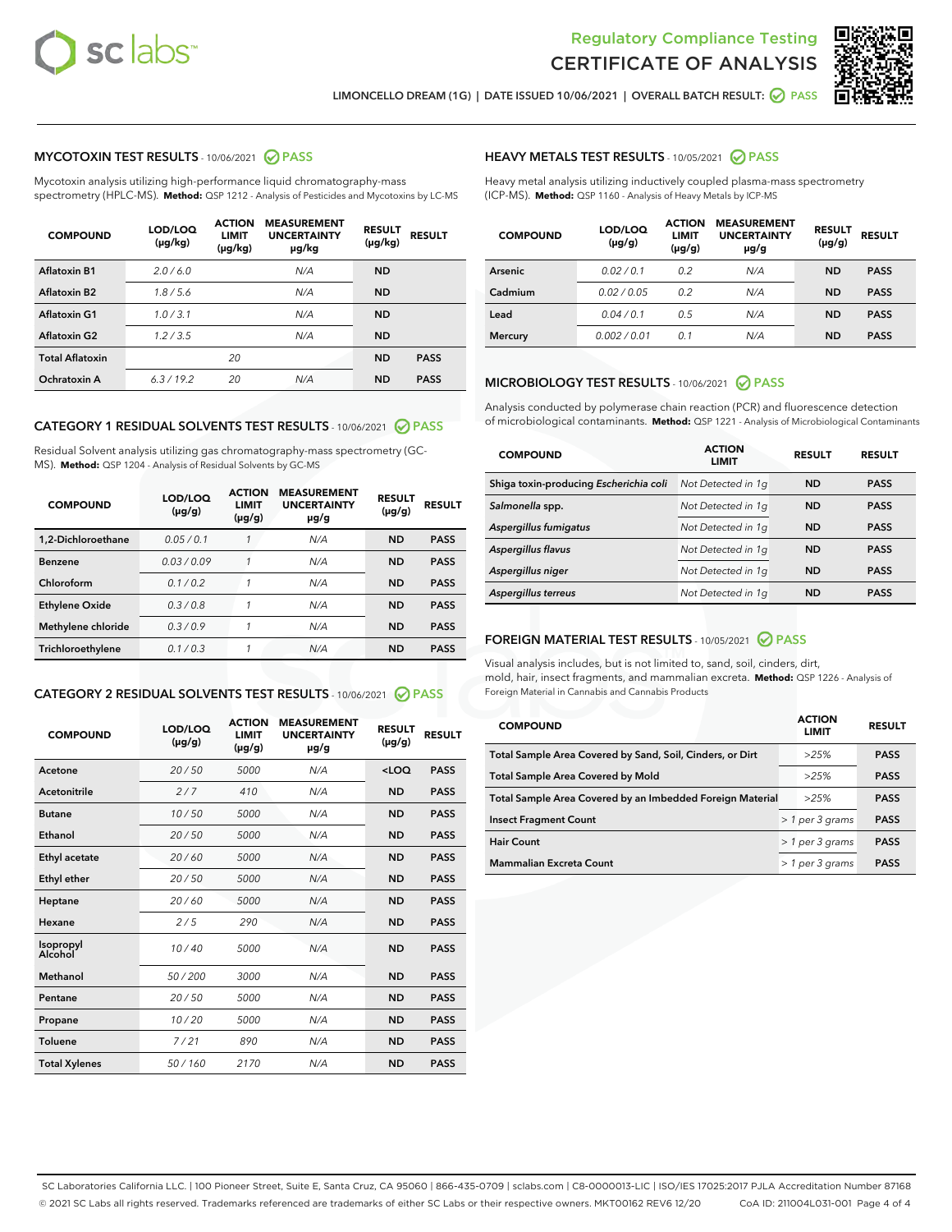Regulatory Compliance Testing

# CERTIFICATE OF ANALYSIS

LIMONCELLO DREAM (1G) | DATE ISSUED 10/06/2021 | OVERALL BATCH RESULT: PASS

## MYCOTOXIN TEST RESULTS - 10/06/2021 PASS

Mycotoxin analysis utilizing high-performance liquid chromatography-mass spectrometry (HPLC-MS). **Method:** QSP 1212 - Analysis of Pesticides and Mycotoxins by LC-MS

| COMPOUND | LOD/LOQ (µg/kg) | ACTION LIMIT (µg/kg) | MEASUREMENT UNCERTAINTY µg/kg | RESULT (µg/kg) | RESULT |
|---|---|---|---|---|---|
| Aflatoxin B1 | 2.0 / 6.0 | | N/A | ND | |
| Aflatoxin B2 | 1.8 / 5.6 | | N/A | ND | |
| Aflatoxin G1 | 1.0 / 3.1 | | N/A | ND | |
| Aflatoxin G2 | 1.2 / 3.5 | | N/A | ND | |
| Total Aflatoxin | | 20 | | ND | PASS |
| Ochratoxin A | 6.3 / 19.2 | 20 | N/A | ND | PASS |

## CATEGORY 1 RESIDUAL SOLVENTS TEST RESULTS - 10/06/2021 PASS

Residual Solvent analysis utilizing gas chromatography-mass spectrometry (GC-MS). **Method:** QSP 1204 - Analysis of Residual Solvents by GC-MS

| COMPOUND | LOD/LOQ (µg/g) | ACTION LIMIT (µg/g) | MEASUREMENT UNCERTAINTY µg/g | RESULT (µg/g) | RESULT |
|---|---|---|---|---|---|
| 1,2-Dichloroethane | 0.05 / 0.1 | 1 | N/A | ND | PASS |
| Benzene | 0.03 / 0.09 | 1 | N/A | ND | PASS |
| Chloroform | 0.1 / 0.2 | 1 | N/A | ND | PASS |
| Ethylene Oxide | 0.3 / 0.8 | 1 | N/A | ND | PASS |
| Methylene chloride | 0.3 / 0.9 | 1 | N/A | ND | PASS |
| Trichloroethylene | 0.1 / 0.3 | 1 | N/A | ND | PASS |

## CATEGORY 2 RESIDUAL SOLVENTS TEST RESULTS - 10/06/2021 PASS

| COMPOUND | LOD/LOQ (µg/g) | ACTION LIMIT (µg/g) | MEASUREMENT UNCERTAINTY µg/g | RESULT (µg/g) | RESULT |
|---|---|---|---|---|---|
| Acetone | 20 / 50 | 5000 | N/A | <LOQ | PASS |
| Acetonitrile | 2 / 7 | 410 | N/A | ND | PASS |
| Butane | 10 / 50 | 5000 | N/A | ND | PASS |
| Ethanol | 20 / 50 | 5000 | N/A | ND | PASS |
| Ethyl acetate | 20 / 60 | 5000 | N/A | ND | PASS |
| Ethyl ether | 20 / 50 | 5000 | N/A | ND | PASS |
| Heptane | 20 / 60 | 5000 | N/A | ND | PASS |
| Hexane | 2 / 5 | 290 | N/A | ND | PASS |
| Isopropyl Alcohol | 10 / 40 | 5000 | N/A | ND | PASS |
| Methanol | 50 / 200 | 3000 | N/A | ND | PASS |
| Pentane | 20 / 50 | 5000 | N/A | ND | PASS |
| Propane | 10 / 20 | 5000 | N/A | ND | PASS |
| Toluene | 7 / 21 | 890 | N/A | ND | PASS |
| Total Xylenes | 50 / 160 | 2170 | N/A | ND | PASS |

## HEAVY METALS TEST RESULTS - 10/05/2021 PASS

Heavy metal analysis utilizing inductively coupled plasma-mass spectrometry (ICP-MS). **Method:** QSP 1160 - Analysis of Heavy Metals by ICP-MS

| COMPOUND | LOD/LOQ (µg/g) | ACTION LIMIT (µg/g) | MEASUREMENT UNCERTAINTY µg/g | RESULT (µg/g) | RESULT |
|---|---|---|---|---|---|
| Arsenic | 0.02 / 0.1 | 0.2 | N/A | ND | PASS |
| Cadmium | 0.02 / 0.05 | 0.2 | N/A | ND | PASS |
| Lead | 0.04 / 0.1 | 0.5 | N/A | ND | PASS |
| Mercury | 0.002 / 0.01 | 0.1 | N/A | ND | PASS |

## MICROBIOLOGY TEST RESULTS - 10/06/2021 PASS

Analysis conducted by polymerase chain reaction (PCR) and fluorescence detection of microbiological contaminants. **Method:** QSP 1221 - Analysis of Microbiological Contaminants

| COMPOUND | ACTION LIMIT | RESULT | RESULT |
|---|---|---|---|
| Shiga toxin-producing *Escherichia coli* | Not Detected in 1g | ND | PASS |
| *Salmonella* spp. | Not Detected in 1g | ND | PASS |
| *Aspergillus fumigatus* | Not Detected in 1g | ND | PASS |
| *Aspergillus flavus* | Not Detected in 1g | ND | PASS |
| *Aspergillus niger* | Not Detected in 1g | ND | PASS |
| *Aspergillus terreus* | Not Detected in 1g | ND | PASS |

## FOREIGN MATERIAL TEST RESULTS - 10/05/2021 PASS

Visual analysis includes, but is not limited to, sand, soil, cinders, dirt, mold, hair, insect fragments, and mammalian excreta. **Method:** QSP 1226 - Analysis of Foreign Material in Cannabis and Cannabis Products

| COMPOUND | ACTION LIMIT | RESULT |
|---|---|---|
| Total Sample Area Covered by Sand, Soil, Cinders, or Dirt | >25% | PASS |
| Total Sample Area Covered by Mold | >25% | PASS |
| Total Sample Area Covered by an Imbedded Foreign Material | >25% | PASS |
| Insect Fragment Count | > 1 per 3 grams | PASS |
| Hair Count | > 1 per 3 grams | PASS |
| Mammalian Excreta Count | > 1 per 3 grams | PASS |

SC Laboratories California LLC. | 100 Pioneer Street, Suite E, Santa Cruz, CA 95060 | 866-435-0709 | sclabs.com | C8-0000013-LIC | ISO/IES 17025:2017 PJLA Accreditation Number 87168
© 2021 SC Labs all rights reserved. Trademarks referenced are trademarks of either SC Labs or their respective owners. MKT00162 REV6 12/20 CoA ID: 211004L031-001